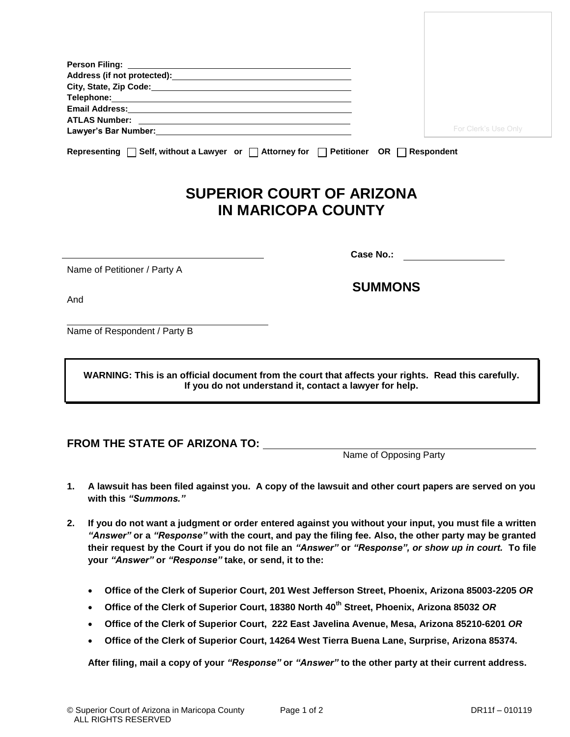Person Filing: ______________________________
Address (if not protected): ______________________________
City, State, Zip Code: ______________________________
Telephone: ______________________________
Email Address: ______________________________
ATLAS Number: ______________________________
Lawyer's Bar Number: ______________________________

For Clerk's Use Only

**Representing** ☐ **Self, without a Lawyer or** ☐ **Attorney for** ☐ **Petitioner OR** ☐ **Respondent**

# SUPERIOR COURT OF ARIZONA IN MARICOPA COUNTY

______________________________
Name of Petitioner / Party A

And

______________________________
Name of Respondent / Party B

**Case No.:** ______________________________

## SUMMONS

> **WARNING: This is an official document from the court that affects your rights. Read this carefully. If you do not understand it, contact a lawyer for help.**

**FROM THE STATE OF ARIZONA TO:** ______________________________
Name of Opposing Party

1. **A lawsuit has been filed against you. A copy of the lawsuit and other court papers are served on you with this *"Summons."***

2. **If you do not want a judgment or order entered against you without your input, you must file a written *"Answer"* or a *"Response"* with the court, and pay the filing fee. Also, the other party may be granted their request by the Court if you do not file an *"Answer"* or *"Response", or show up in court.* To file your *"Answer"* or *"Response"* take, or send, it to the:**

   - **Office of the Clerk of Superior Court, 201 West Jefferson Street, Phoenix, Arizona 85003-2205 *OR***
   - **Office of the Clerk of Superior Court, 18380 North 40th Street, Phoenix, Arizona 85032 *OR***
   - **Office of the Clerk of Superior Court, 222 East Javelina Avenue, Mesa, Arizona 85210-6201 *OR***
   - **Office of the Clerk of Superior Court, 14264 West Tierra Buena Lane, Surprise, Arizona 85374.**

   **After filing, mail a copy of your *"Response"* or *"Answer"* to the other party at their current address.**

© Superior Court of Arizona in Maricopa County ALL RIGHTS RESERVED

DR11f – 010119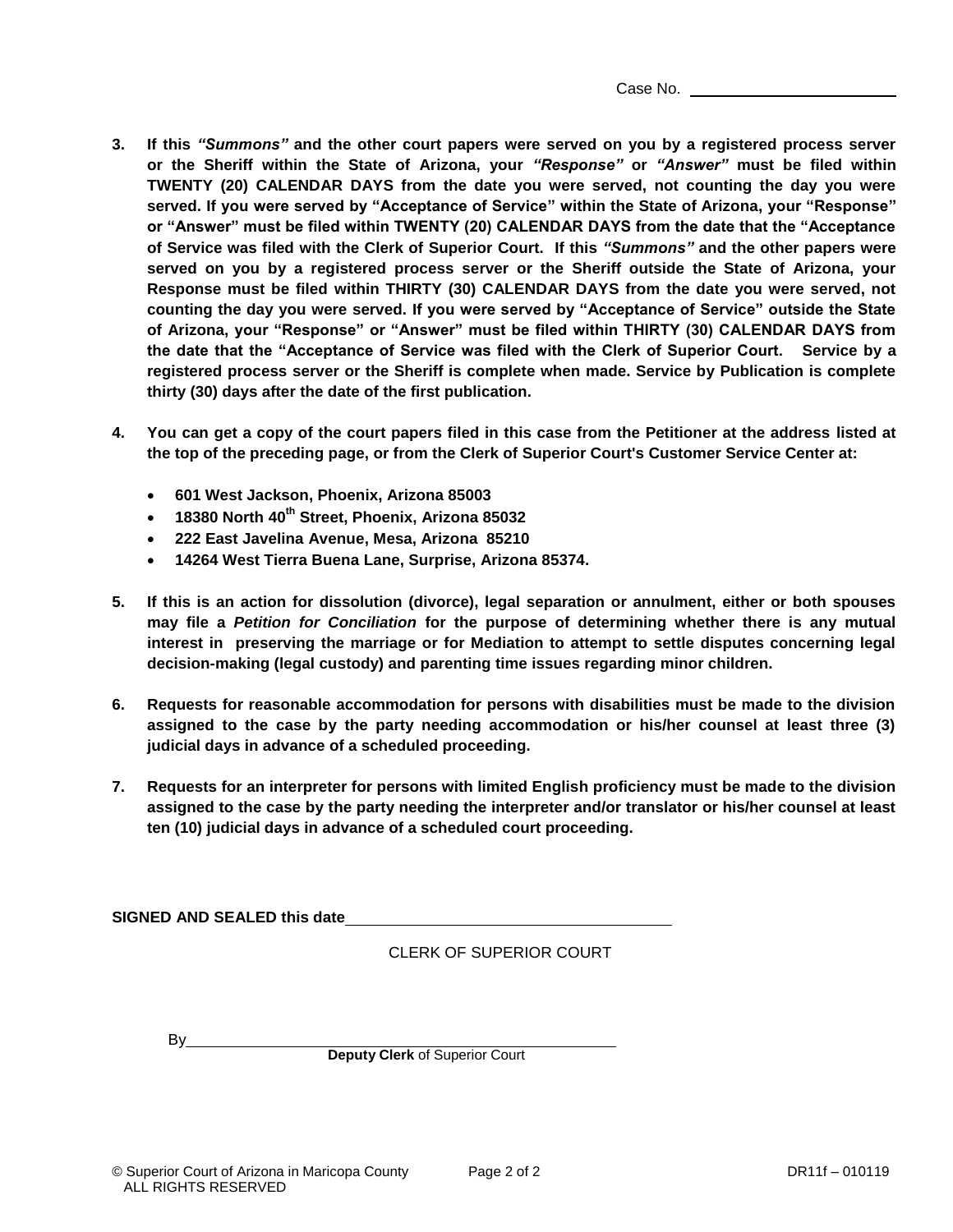Case No. ____________________

3. **If this *"Summons"* and the other court papers were served on you by a registered process server or the Sheriff within the State of Arizona, your *"Response"* or *"Answer"* must be filed within TWENTY (20) CALENDAR DAYS from the date you were served, not counting the day you were served. If you were served by "Acceptance of Service" within the State of Arizona, your "Response" or "Answer" must be filed within TWENTY (20) CALENDAR DAYS from the date that the "Acceptance of Service was filed with the Clerk of Superior Court. If this *"Summons"* and the other papers were served on you by a registered process server or the Sheriff outside the State of Arizona, your Response must be filed within THIRTY (30) CALENDAR DAYS from the date you were served, not counting the day you were served. If you were served by "Acceptance of Service" outside the State of Arizona, your "Response" or "Answer" must be filed within THIRTY (30) CALENDAR DAYS from the date that the "Acceptance of Service was filed with the Clerk of Superior Court. Service by a registered process server or the Sheriff is complete when made. Service by Publication is complete thirty (30) days after the date of the first publication.**

4. **You can get a copy of the court papers filed in this case from the Petitioner at the address listed at the top of the preceding page, or from the Clerk of Superior Court's Customer Service Center at:**
   - **601 West Jackson, Phoenix, Arizona 85003**
   - **18380 North 40th Street, Phoenix, Arizona 85032**
   - **222 East Javelina Avenue, Mesa, Arizona 85210**
   - **14264 West Tierra Buena Lane, Surprise, Arizona 85374.**

5. **If this is an action for dissolution (divorce), legal separation or annulment, either or both spouses may file a *Petition for Conciliation* for the purpose of determining whether there is any mutual interest in preserving the marriage or for Mediation to attempt to settle disputes concerning legal decision-making (legal custody) and parenting time issues regarding minor children.**

6. **Requests for reasonable accommodation for persons with disabilities must be made to the division assigned to the case by the party needing accommodation or his/her counsel at least three (3) judicial days in advance of a scheduled proceeding.**

7. **Requests for an interpreter for persons with limited English proficiency must be made to the division assigned to the case by the party needing the interpreter and/or translator or his/her counsel at least ten (10) judicial days in advance of a scheduled court proceeding.**

**SIGNED AND SEALED this date** ________________________________

CLERK OF SUPERIOR COURT

By ________________________________
**Deputy Clerk** of Superior Court

© Superior Court of Arizona in Maricopa County
ALL RIGHTS RESERVED

DR11f – 010119